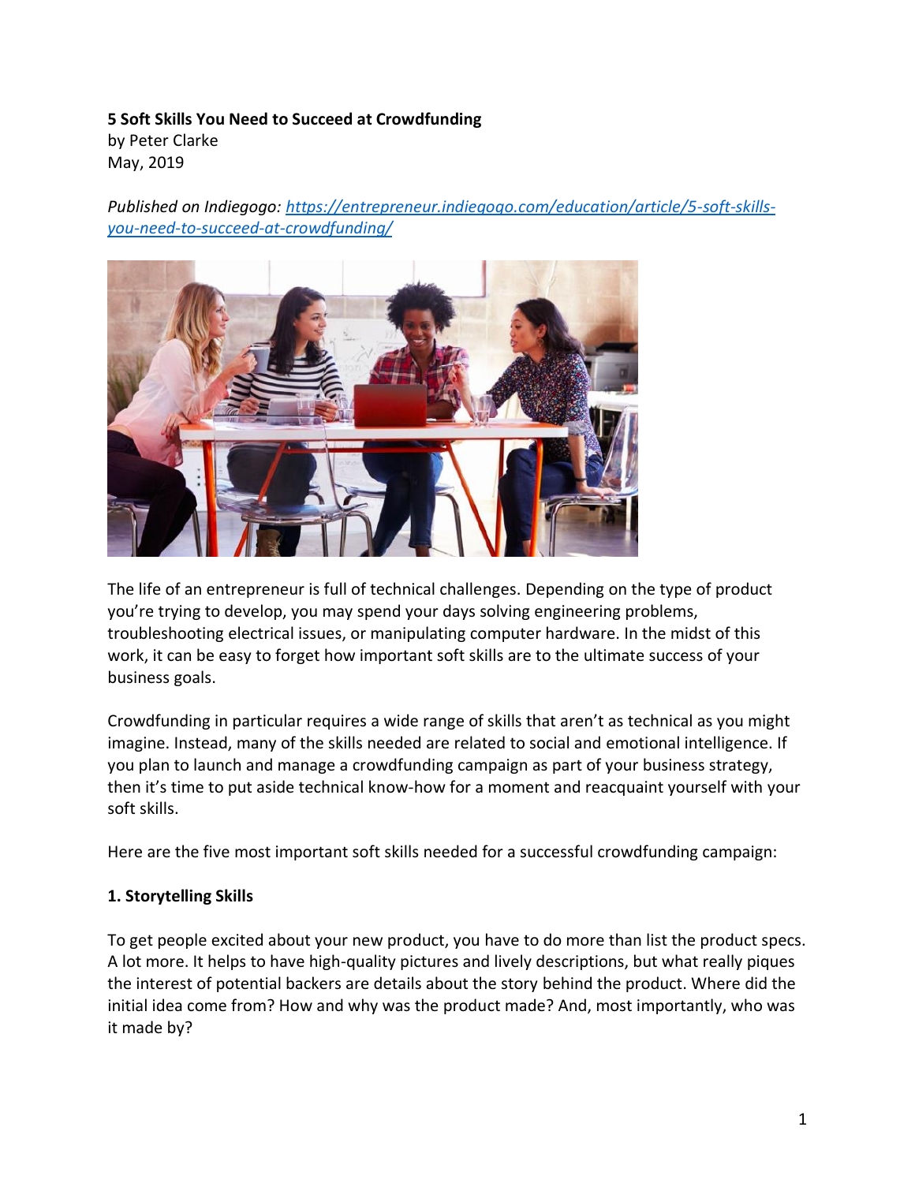**5 Soft Skills You Need to Succeed at Crowdfunding**
by Peter Clarke
May, 2019

*Published on Indiegogo: [https://entrepreneur.indiegogo.com/education/article/5-soft-skills-you-need-to-succeed-at-crowdfunding/](https://entrepreneur.indiegogo.com/education/article/5-soft-skills-you-need-to-succeed-at-crowdfunding/)*

The life of an entrepreneur is full of technical challenges. Depending on the type of product you're trying to develop, you may spend your days solving engineering problems, troubleshooting electrical issues, or manipulating computer hardware. In the midst of this work, it can be easy to forget how important soft skills are to the ultimate success of your business goals.

Crowdfunding in particular requires a wide range of skills that aren't as technical as you might imagine. Instead, many of the skills needed are related to social and emotional intelligence. If you plan to launch and manage a crowdfunding campaign as part of your business strategy, then it's time to put aside technical know-how for a moment and reacquaint yourself with your soft skills.

Here are the five most important soft skills needed for a successful crowdfunding campaign:

### 1. Storytelling Skills

To get people excited about your new product, you have to do more than list the product specs. A lot more. It helps to have high-quality pictures and lively descriptions, but what really piques the interest of potential backers are details about the story behind the product. Where did the initial idea come from? How and why was the product made? And, most importantly, who was it made by?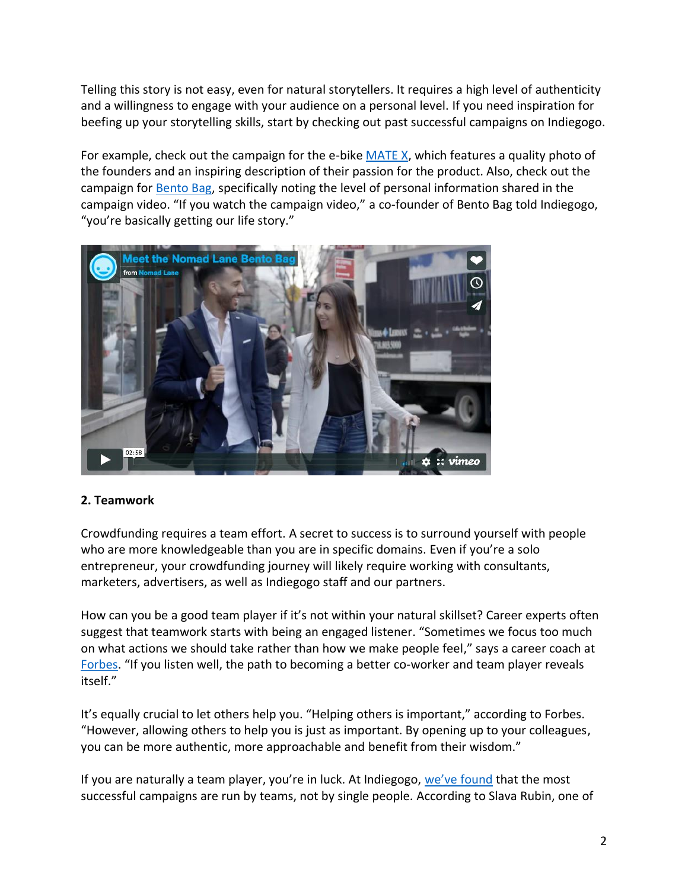Telling this story is not easy, even for natural storytellers. It requires a high level of authenticity and a willingness to engage with your audience on a personal level. If you need inspiration for beefing up your storytelling skills, start by checking out past successful campaigns on Indiegogo.

For example, check out the campaign for the e-bike MATE X, which features a quality photo of the founders and an inspiring description of their passion for the product. Also, check out the campaign for Bento Bag, specifically noting the level of personal information shared in the campaign video. "If you watch the campaign video," a co-founder of Bento Bag told Indiegogo, "you're basically getting our life story."

**2. Teamwork**

Crowdfunding requires a team effort. A secret to success is to surround yourself with people who are more knowledgeable than you are in specific domains. Even if you're a solo entrepreneur, your crowdfunding journey will likely require working with consultants, marketers, advertisers, as well as Indiegogo staff and our partners.

How can you be a good team player if it's not within your natural skillset? Career experts often suggest that teamwork starts with being an engaged listener. "Sometimes we focus too much on what actions we should take rather than how we make people feel," says a career coach at Forbes. "If you listen well, the path to becoming a better co-worker and team player reveals itself."

It's equally crucial to let others help you. "Helping others is important," according to Forbes. "However, allowing others to help you is just as important. By opening up to your colleagues, you can be more authentic, more approachable and benefit from their wisdom."

If you are naturally a team player, you're in luck. At Indiegogo, we've found that the most successful campaigns are run by teams, not by single people. According to Slava Rubin, one of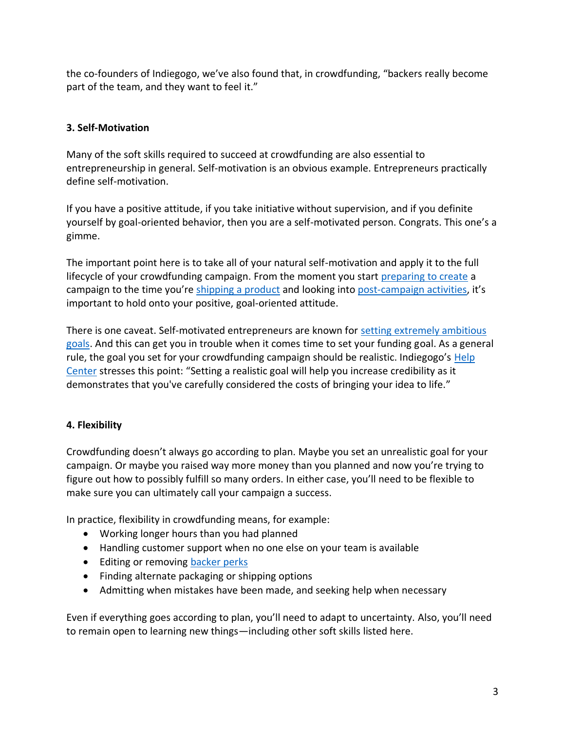the co-founders of Indiegogo, we've also found that, in crowdfunding, "backers really become part of the team, and they want to feel it."

### 3. Self-Motivation

Many of the soft skills required to succeed at crowdfunding are also essential to entrepreneurship in general. Self-motivation is an obvious example. Entrepreneurs practically define self-motivation.

If you have a positive attitude, if you take initiative without supervision, and if you definite yourself by goal-oriented behavior, then you are a self-motivated person. Congrats. This one's a gimme.

The important point here is to take all of your natural self-motivation and apply it to the full lifecycle of your crowdfunding campaign. From the moment you start preparing to create a campaign to the time you're shipping a product and looking into post-campaign activities, it's important to hold onto your positive, goal-oriented attitude.

There is one caveat. Self-motivated entrepreneurs are known for setting extremely ambitious goals. And this can get you in trouble when it comes time to set your funding goal. As a general rule, the goal you set for your crowdfunding campaign should be realistic. Indiegogo's Help Center stresses this point: "Setting a realistic goal will help you increase credibility as it demonstrates that you've carefully considered the costs of bringing your idea to life."

### 4. Flexibility

Crowdfunding doesn't always go according to plan. Maybe you set an unrealistic goal for your campaign. Or maybe you raised way more money than you planned and now you're trying to figure out how to possibly fulfill so many orders. In either case, you'll need to be flexible to make sure you can ultimately call your campaign a success.

In practice, flexibility in crowdfunding means, for example:

- Working longer hours than you had planned
- Handling customer support when no one else on your team is available
- Editing or removing backer perks
- Finding alternate packaging or shipping options
- Admitting when mistakes have been made, and seeking help when necessary

Even if everything goes according to plan, you'll need to adapt to uncertainty. Also, you'll need to remain open to learning new things—including other soft skills listed here.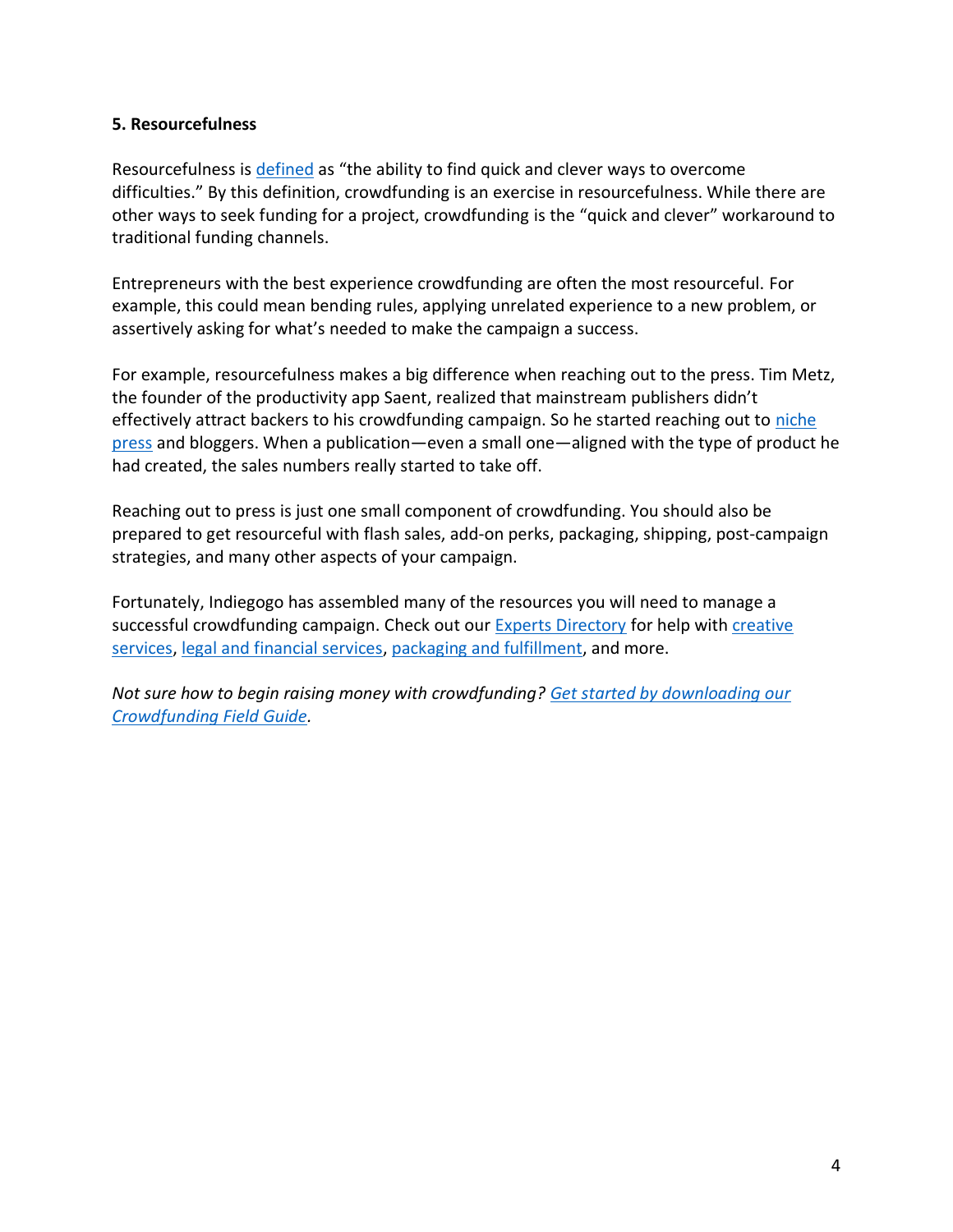**5. Resourcefulness**

Resourcefulness is defined as "the ability to find quick and clever ways to overcome difficulties." By this definition, crowdfunding is an exercise in resourcefulness. While there are other ways to seek funding for a project, crowdfunding is the "quick and clever" workaround to traditional funding channels.

Entrepreneurs with the best experience crowdfunding are often the most resourceful. For example, this could mean bending rules, applying unrelated experience to a new problem, or assertively asking for what's needed to make the campaign a success.

For example, resourcefulness makes a big difference when reaching out to the press. Tim Metz, the founder of the productivity app Saent, realized that mainstream publishers didn't effectively attract backers to his crowdfunding campaign. So he started reaching out to niche press and bloggers. When a publication—even a small one—aligned with the type of product he had created, the sales numbers really started to take off.

Reaching out to press is just one small component of crowdfunding. You should also be prepared to get resourceful with flash sales, add-on perks, packaging, shipping, post-campaign strategies, and many other aspects of your campaign.

Fortunately, Indiegogo has assembled many of the resources you will need to manage a successful crowdfunding campaign. Check out our Experts Directory for help with creative services, legal and financial services, packaging and fulfillment, and more.

*Not sure how to begin raising money with crowdfunding? Get started by downloading our Crowdfunding Field Guide.*